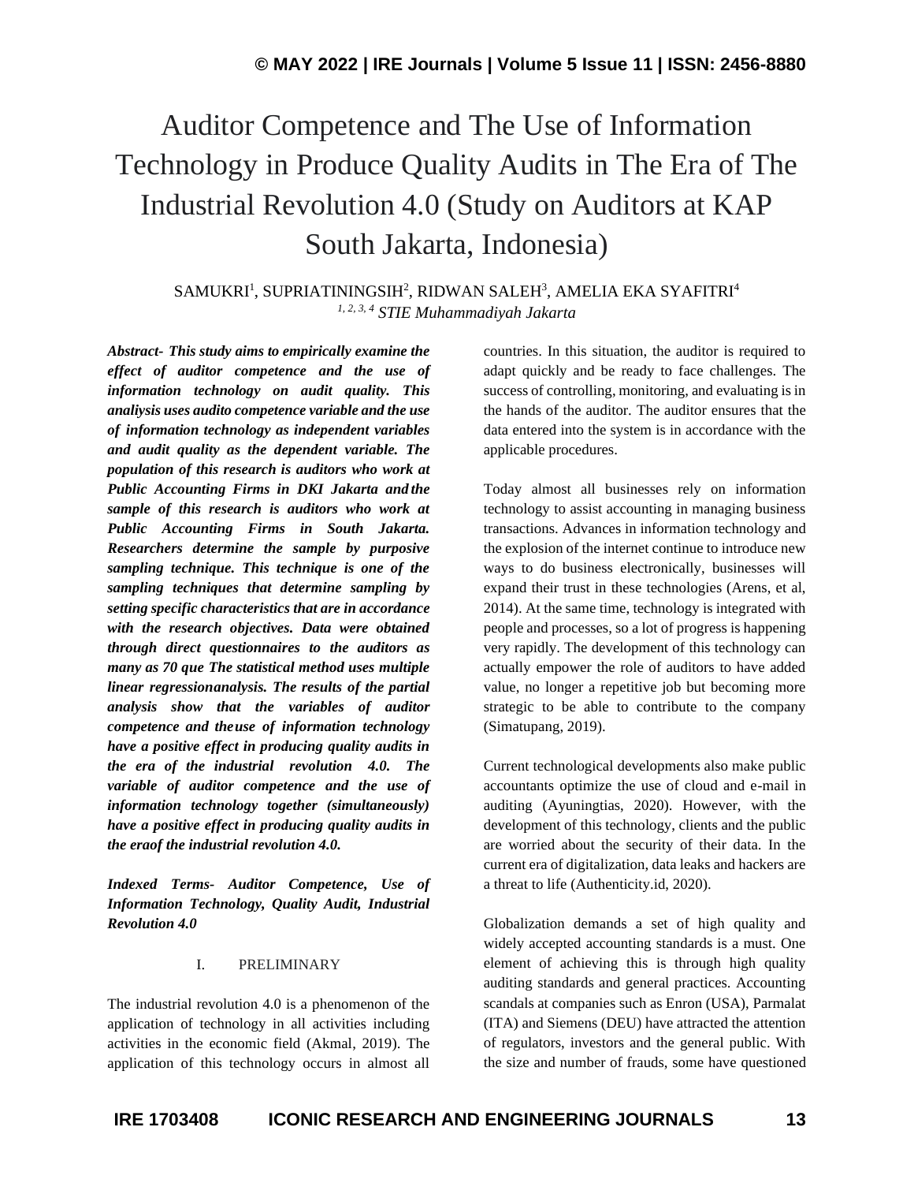# Auditor Competence and The Use of Information Technology in Produce Quality Audits in The Era of The Industrial Revolution 4.0 (Study on Auditors at KAP South Jakarta, Indonesia)

SAMUKRI[1], SUPRIATININGSIH[2], RIDWAN SALEH[3], AMELIA EKA SYAFITRI[4]

[1, 2, 3, 4] *STIE Muhammadiyah Jakarta*

***Abstract- This study aims to empirically examine the effect of auditor competence and the use of information technology on audit quality. This analiysis uses audito competence variable and the use of information technology as independent variables and audit quality as the dependent variable. The population of this research is auditors who work at Public Accounting Firms in DKI Jakarta and the sample of this research is auditors who work at Public Accounting Firms in South Jakarta. Researchers determine the sample by purposive sampling technique. This technique is one of the sampling techniques that determine sampling by setting specific characteristics that are in accordance with the research objectives. Data were obtained through direct questionnaires to the auditors as many as 70 que The statistical method uses multiple linear regressionanalysis. The results of the partial analysis show that the variables of auditor competence and theuse of information technology have a positive effect in producing quality audits in the era of the industrial revolution 4.0. The variable of auditor competence and the use of information technology together (simultaneously) have a positive effect in producing quality audits in the eraof the industrial revolution 4.0.***

***Indexed Terms- Auditor Competence, Use of Information Technology, Quality Audit, Industrial Revolution 4.0***

## I. PRELIMINARY

The industrial revolution 4.0 is a phenomenon of the application of technology in all activities including activities in the economic field (Akmal, 2019). The application of this technology occurs in almost all countries. In this situation, the auditor is required to adapt quickly and be ready to face challenges. The success of controlling, monitoring, and evaluating is in the hands of the auditor. The auditor ensures that the data entered into the system is in accordance with the applicable procedures.

Today almost all businesses rely on information technology to assist accounting in managing business transactions. Advances in information technology and the explosion of the internet continue to introduce new ways to do business electronically, businesses will expand their trust in these technologies (Arens, et al, 2014). At the same time, technology is integrated with people and processes, so a lot of progress is happening very rapidly. The development of this technology can actually empower the role of auditors to have added value, no longer a repetitive job but becoming more strategic to be able to contribute to the company (Simatupang, 2019).

Current technological developments also make public accountants optimize the use of cloud and e-mail in auditing (Ayuningtias, 2020). However, with the development of this technology, clients and the public are worried about the security of their data. In the current era of digitalization, data leaks and hackers are a threat to life (Authenticity.id, 2020).

Globalization demands a set of high quality and widely accepted accounting standards is a must. One element of achieving this is through high quality auditing standards and general practices. Accounting scandals at companies such as Enron (USA), Parmalat (ITA) and Siemens (DEU) have attracted the attention of regulators, investors and the general public. With the size and number of frauds, some have questioned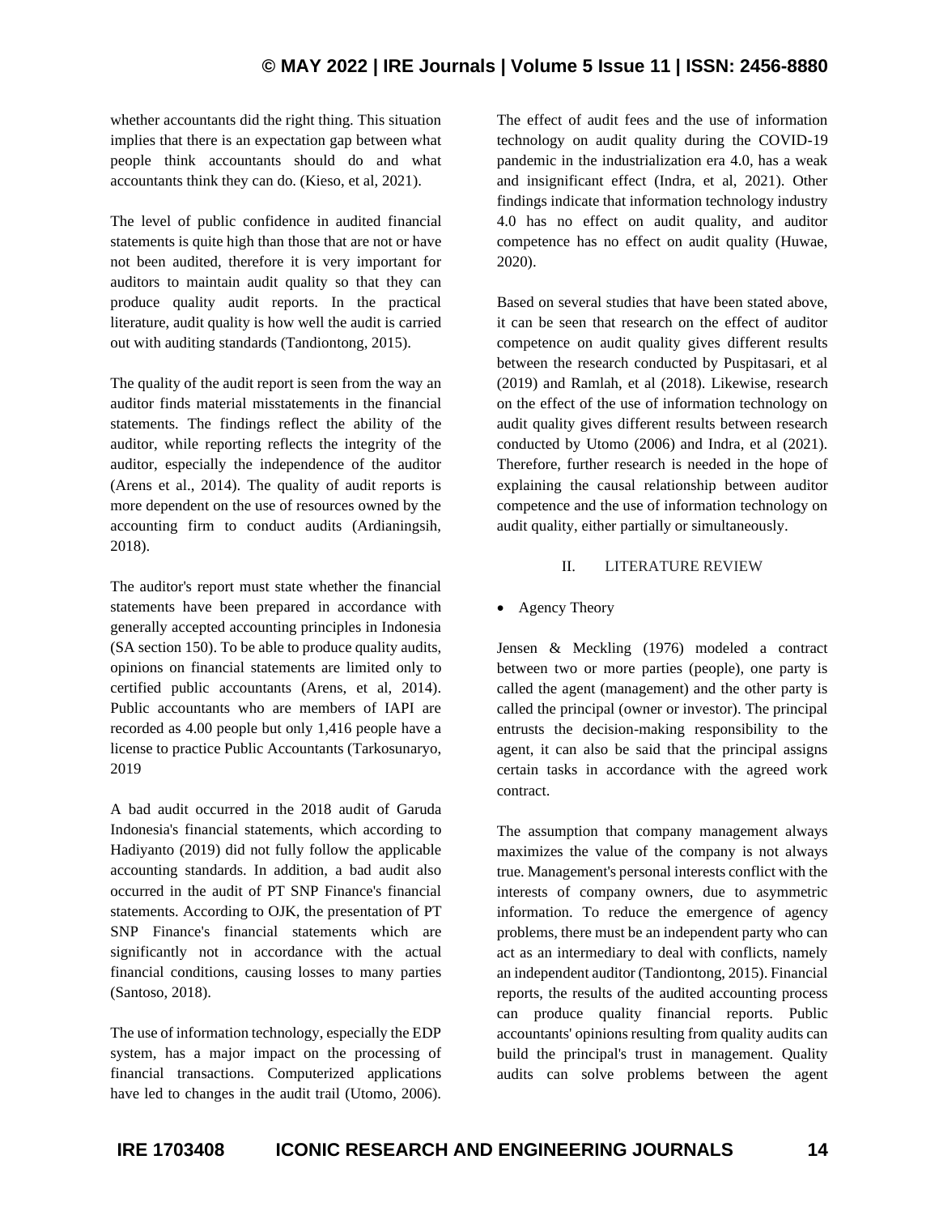whether accountants did the right thing. This situation implies that there is an expectation gap between what people think accountants should do and what accountants think they can do. (Kieso, et al, 2021).

The level of public confidence in audited financial statements is quite high than those that are not or have not been audited, therefore it is very important for auditors to maintain audit quality so that they can produce quality audit reports. In the practical literature, audit quality is how well the audit is carried out with auditing standards (Tandiontong, 2015).

The quality of the audit report is seen from the way an auditor finds material misstatements in the financial statements. The findings reflect the ability of the auditor, while reporting reflects the integrity of the auditor, especially the independence of the auditor (Arens et al., 2014). The quality of audit reports is more dependent on the use of resources owned by the accounting firm to conduct audits (Ardianingsih, 2018).

The auditor's report must state whether the financial statements have been prepared in accordance with generally accepted accounting principles in Indonesia (SA section 150). To be able to produce quality audits, opinions on financial statements are limited only to certified public accountants (Arens, et al, 2014). Public accountants who are members of IAPI are recorded as 4.00 people but only 1,416 people have a license to practice Public Accountants (Tarkosunaryo, 2019

A bad audit occurred in the 2018 audit of Garuda Indonesia's financial statements, which according to Hadiyanto (2019) did not fully follow the applicable accounting standards. In addition, a bad audit also occurred in the audit of PT SNP Finance's financial statements. According to OJK, the presentation of PT SNP Finance's financial statements which are significantly not in accordance with the actual financial conditions, causing losses to many parties (Santoso, 2018).

The use of information technology, especially the EDP system, has a major impact on the processing of financial transactions. Computerized applications have led to changes in the audit trail (Utomo, 2006). The effect of audit fees and the use of information technology on audit quality during the COVID-19 pandemic in the industrialization era 4.0, has a weak and insignificant effect (Indra, et al, 2021). Other findings indicate that information technology industry 4.0 has no effect on audit quality, and auditor competence has no effect on audit quality (Huwae, 2020).

Based on several studies that have been stated above, it can be seen that research on the effect of auditor competence on audit quality gives different results between the research conducted by Puspitasari, et al (2019) and Ramlah, et al (2018). Likewise, research on the effect of the use of information technology on audit quality gives different results between research conducted by Utomo (2006) and Indra, et al (2021). Therefore, further research is needed in the hope of explaining the causal relationship between auditor competence and the use of information technology on audit quality, either partially or simultaneously.

## II. LITERATURE REVIEW

- Agency Theory

Jensen & Meckling (1976) modeled a contract between two or more parties (people), one party is called the agent (management) and the other party is called the principal (owner or investor). The principal entrusts the decision-making responsibility to the agent, it can also be said that the principal assigns certain tasks in accordance with the agreed work contract.

The assumption that company management always maximizes the value of the company is not always true. Management's personal interests conflict with the interests of company owners, due to asymmetric information. To reduce the emergence of agency problems, there must be an independent party who can act as an intermediary to deal with conflicts, namely an independent auditor (Tandiontong, 2015). Financial reports, the results of the audited accounting process can produce quality financial reports. Public accountants' opinions resulting from quality audits can build the principal's trust in management. Quality audits can solve problems between the agent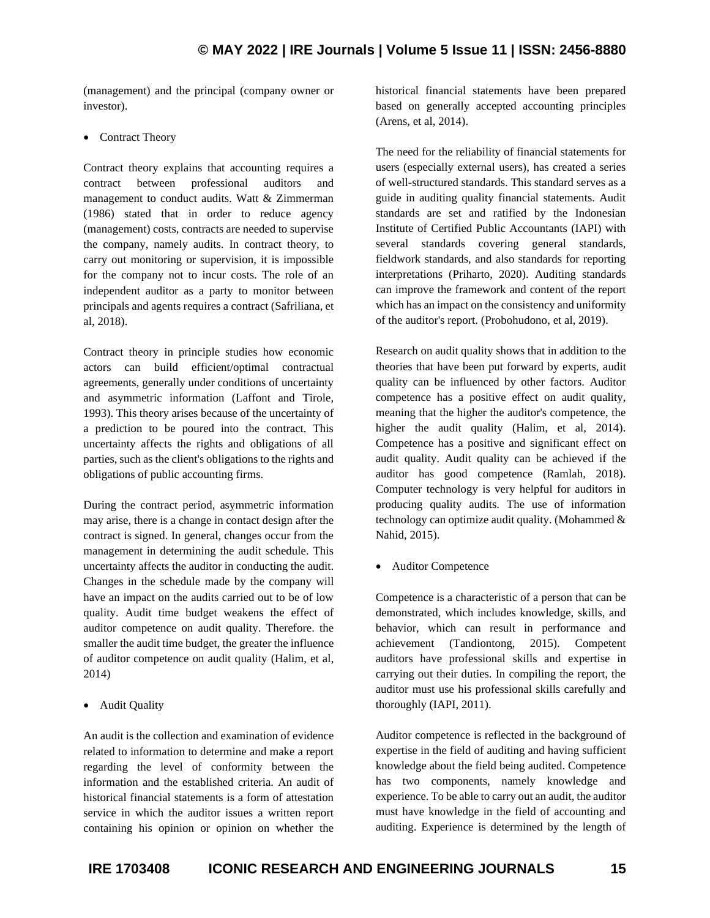(management) and the principal (company owner or investor).

- Contract Theory

Contract theory explains that accounting requires a contract between professional auditors and management to conduct audits. Watt & Zimmerman (1986) stated that in order to reduce agency (management) costs, contracts are needed to supervise the company, namely audits. In contract theory, to carry out monitoring or supervision, it is impossible for the company not to incur costs. The role of an independent auditor as a party to monitor between principals and agents requires a contract (Safriliana, et al, 2018).

Contract theory in principle studies how economic actors can build efficient/optimal contractual agreements, generally under conditions of uncertainty and asymmetric information (Laffont and Tirole, 1993). This theory arises because of the uncertainty of a prediction to be poured into the contract. This uncertainty affects the rights and obligations of all parties, such as the client's obligations to the rights and obligations of public accounting firms.

During the contract period, asymmetric information may arise, there is a change in contact design after the contract is signed. In general, changes occur from the management in determining the audit schedule. This uncertainty affects the auditor in conducting the audit. Changes in the schedule made by the company will have an impact on the audits carried out to be of low quality. Audit time budget weakens the effect of auditor competence on audit quality. Therefore. the smaller the audit time budget, the greater the influence of auditor competence on audit quality (Halim, et al, 2014)

- Audit Quality

An audit is the collection and examination of evidence related to information to determine and make a report regarding the level of conformity between the information and the established criteria. An audit of historical financial statements is a form of attestation service in which the auditor issues a written report containing his opinion or opinion on whether the historical financial statements have been prepared based on generally accepted accounting principles (Arens, et al, 2014).

The need for the reliability of financial statements for users (especially external users), has created a series of well-structured standards. This standard serves as a guide in auditing quality financial statements. Audit standards are set and ratified by the Indonesian Institute of Certified Public Accountants (IAPI) with several standards covering general standards, fieldwork standards, and also standards for reporting interpretations (Priharto, 2020). Auditing standards can improve the framework and content of the report which has an impact on the consistency and uniformity of the auditor's report. (Probohudono, et al, 2019).

Research on audit quality shows that in addition to the theories that have been put forward by experts, audit quality can be influenced by other factors. Auditor competence has a positive effect on audit quality, meaning that the higher the auditor's competence, the higher the audit quality (Halim, et al, 2014). Competence has a positive and significant effect on audit quality. Audit quality can be achieved if the auditor has good competence (Ramlah, 2018). Computer technology is very helpful for auditors in producing quality audits. The use of information technology can optimize audit quality. (Mohammed & Nahid, 2015).

- Auditor Competence

Competence is a characteristic of a person that can be demonstrated, which includes knowledge, skills, and behavior, which can result in performance and achievement (Tandiontong, 2015). Competent auditors have professional skills and expertise in carrying out their duties. In compiling the report, the auditor must use his professional skills carefully and thoroughly (IAPI, 2011).

Auditor competence is reflected in the background of expertise in the field of auditing and having sufficient knowledge about the field being audited. Competence has two components, namely knowledge and experience. To be able to carry out an audit, the auditor must have knowledge in the field of accounting and auditing. Experience is determined by the length of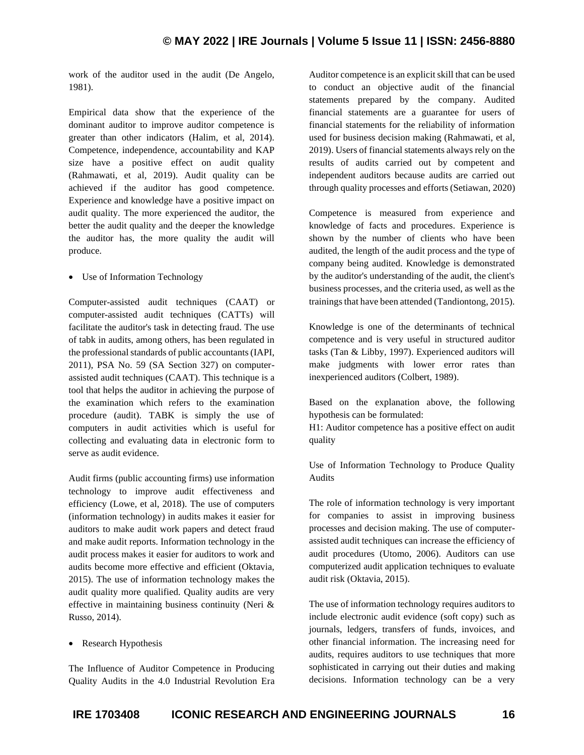work of the auditor used in the audit (De Angelo, 1981).

Empirical data show that the experience of the dominant auditor to improve auditor competence is greater than other indicators (Halim, et al, 2014). Competence, independence, accountability and KAP size have a positive effect on audit quality (Rahmawati, et al, 2019). Audit quality can be achieved if the auditor has good competence. Experience and knowledge have a positive impact on audit quality. The more experienced the auditor, the better the audit quality and the deeper the knowledge the auditor has, the more quality the audit will produce.

- Use of Information Technology

Computer-assisted audit techniques (CAAT) or computer-assisted audit techniques (CATTs) will facilitate the auditor's task in detecting fraud. The use of tabk in audits, among others, has been regulated in the professional standards of public accountants (IAPI, 2011), PSA No. 59 (SA Section 327) on computer-assisted audit techniques (CAAT). This technique is a tool that helps the auditor in achieving the purpose of the examination which refers to the examination procedure (audit). TABK is simply the use of computers in audit activities which is useful for collecting and evaluating data in electronic form to serve as audit evidence.

Audit firms (public accounting firms) use information technology to improve audit effectiveness and efficiency (Lowe, et al, 2018). The use of computers (information technology) in audits makes it easier for auditors to make audit work papers and detect fraud and make audit reports. Information technology in the audit process makes it easier for auditors to work and audits become more effective and efficient (Oktavia, 2015). The use of information technology makes the audit quality more qualified. Quality audits are very effective in maintaining business continuity (Neri & Russo, 2014).

- Research Hypothesis

The Influence of Auditor Competence in Producing Quality Audits in the 4.0 Industrial Revolution Era

Auditor competence is an explicit skill that can be used to conduct an objective audit of the financial statements prepared by the company. Audited financial statements are a guarantee for users of financial statements for the reliability of information used for business decision making (Rahmawati, et al, 2019). Users of financial statements always rely on the results of audits carried out by competent and independent auditors because audits are carried out through quality processes and efforts (Setiawan, 2020)

Competence is measured from experience and knowledge of facts and procedures. Experience is shown by the number of clients who have been audited, the length of the audit process and the type of company being audited. Knowledge is demonstrated by the auditor's understanding of the audit, the client's business processes, and the criteria used, as well as the trainings that have been attended (Tandiontong, 2015).

Knowledge is one of the determinants of technical competence and is very useful in structured auditor tasks (Tan & Libby, 1997). Experienced auditors will make judgments with lower error rates than inexperienced auditors (Colbert, 1989).

Based on the explanation above, the following hypothesis can be formulated:
H1: Auditor competence has a positive effect on audit quality

Use of Information Technology to Produce Quality Audits

The role of information technology is very important for companies to assist in improving business processes and decision making. The use of computer-assisted audit techniques can increase the efficiency of audit procedures (Utomo, 2006). Auditors can use computerized audit application techniques to evaluate audit risk (Oktavia, 2015).

The use of information technology requires auditors to include electronic audit evidence (soft copy) such as journals, ledgers, transfers of funds, invoices, and other financial information. The increasing need for audits, requires auditors to use techniques that more sophisticated in carrying out their duties and making decisions. Information technology can be a very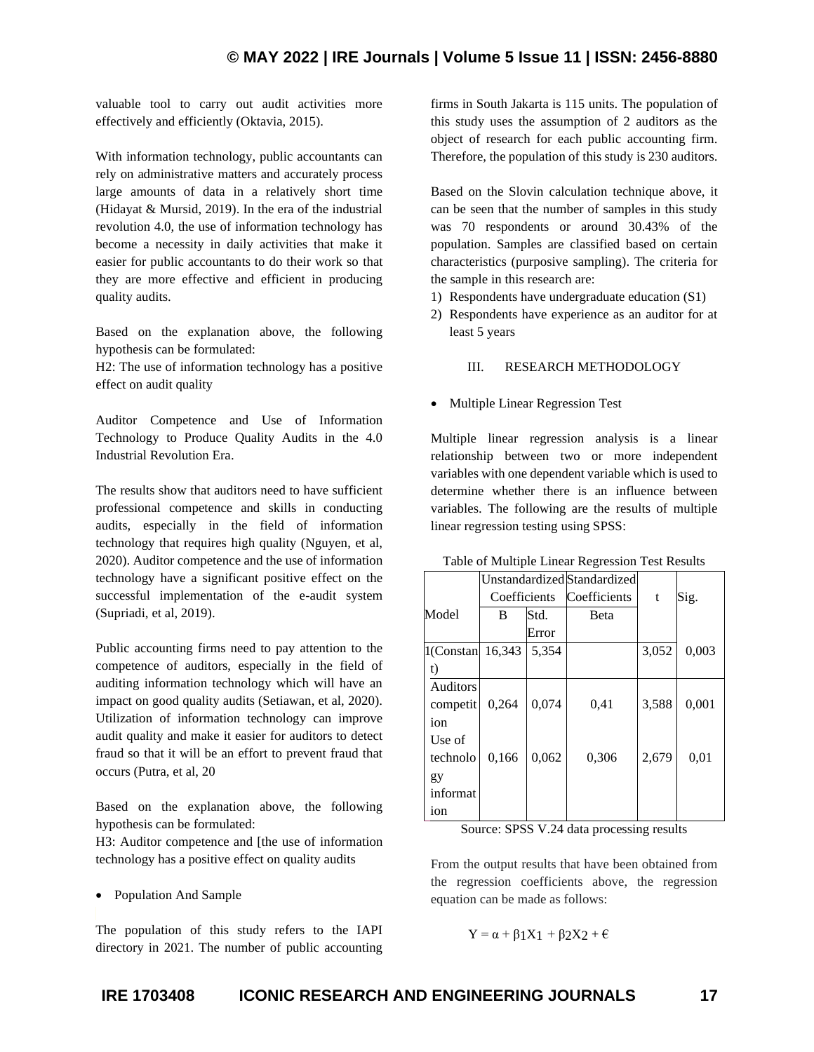valuable tool to carry out audit activities more effectively and efficiently (Oktavia, 2015).

With information technology, public accountants can rely on administrative matters and accurately process large amounts of data in a relatively short time (Hidayat & Mursid, 2019). In the era of the industrial revolution 4.0, the use of information technology has become a necessity in daily activities that make it easier for public accountants to do their work so that they are more effective and efficient in producing quality audits.

Based on the explanation above, the following hypothesis can be formulated:
H2: The use of information technology has a positive effect on audit quality

Auditor Competence and Use of Information Technology to Produce Quality Audits in the 4.0 Industrial Revolution Era.

The results show that auditors need to have sufficient professional competence and skills in conducting audits, especially in the field of information technology that requires high quality (Nguyen, et al, 2020). Auditor competence and the use of information technology have a significant positive effect on the successful implementation of the e-audit system (Supriadi, et al, 2019).

Public accounting firms need to pay attention to the competence of auditors, especially in the field of auditing information technology which will have an impact on good quality audits (Setiawan, et al, 2020). Utilization of information technology can improve audit quality and make it easier for auditors to detect fraud so that it will be an effort to prevent fraud that occurs (Putra, et al, 20

Based on the explanation above, the following hypothesis can be formulated:
H3: Auditor competence and [the use of information technology has a positive effect on quality audits

- Population And Sample

The population of this study refers to the IAPI directory in 2021. The number of public accounting firms in South Jakarta is 115 units. The population of this study uses the assumption of 2 auditors as the object of research for each public accounting firm. Therefore, the population of this study is 230 auditors.

Based on the Slovin calculation technique above, it can be seen that the number of samples in this study was 70 respondents or around 30.43% of the population. Samples are classified based on certain characteristics (purposive sampling). The criteria for the sample in this research are:

1) Respondents have undergraduate education (S1)
2) Respondents have experience as an auditor for at least 5 years

## III. RESEARCH METHODOLOGY

- Multiple Linear Regression Test

Multiple linear regression analysis is a linear relationship between two or more independent variables with one dependent variable which is used to determine whether there is an influence between variables. The following are the results of multiple linear regression testing using SPSS:

Table of Multiple Linear Regression Test Results

| Model | Unstandardized Coefficients | | Standardized Coefficients | t | Sig. |
|---|---|---|---|---|---|
| | B | Std. Error | Beta | | |
| 1(Constant) | 16,343 | 5,354 | | 3,052 | 0,003 |
| Auditors competition | 0,264 | 0,074 | 0,41 | 3,588 | 0,001 |
| Use of technology information | 0,166 | 0,062 | 0,306 | 2,679 | 0,01 |

Source: SPSS V.24 data processing results

From the output results that have been obtained from the regression coefficients above, the regression equation can be made as follows:

$$Y = \alpha + \beta_1 X_1 + \beta_2 X_2 + €$$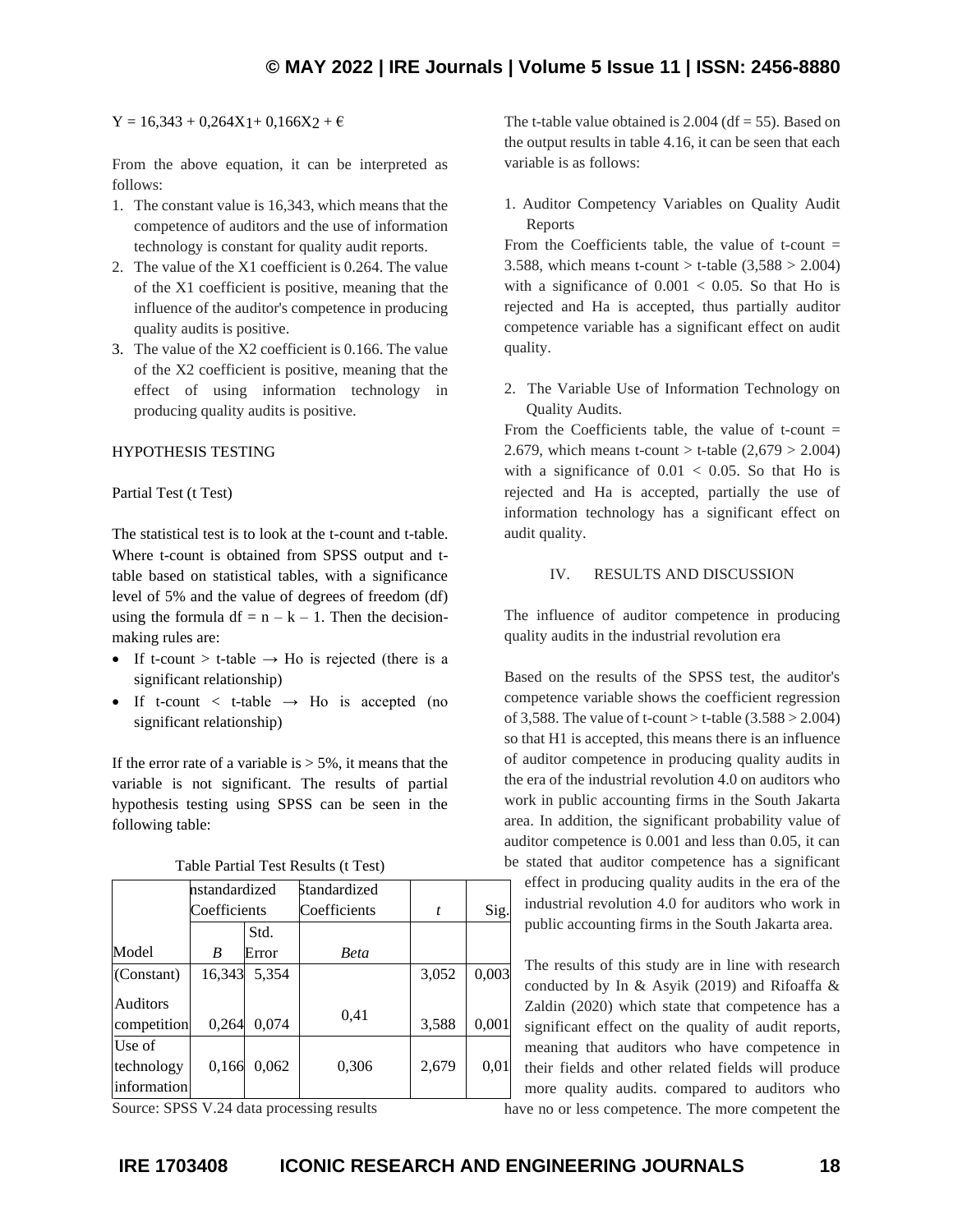$Y = 16,343 + 0,264X_1 + 0,166X_2 + €$

From the above equation, it can be interpreted as follows:

1. The constant value is 16,343, which means that the competence of auditors and the use of information technology is constant for quality audit reports.
2. The value of the X1 coefficient is 0.264. The value of the X1 coefficient is positive, meaning that the influence of the auditor's competence in producing quality audits is positive.
3. The value of the X2 coefficient is 0.166. The value of the X2 coefficient is positive, meaning that the effect of using information technology in producing quality audits is positive.

HYPOTHESIS TESTING

Partial Test (t Test)

The statistical test is to look at the t-count and t-table. Where t-count is obtained from SPSS output and t-table based on statistical tables, with a significance level of 5% and the value of degrees of freedom (df) using the formula df = n – k – 1. Then the decision-making rules are:

- If t-count > t-table → Ho is rejected (there is a significant relationship)
- If t-count < t-table → Ho is accepted (no significant relationship)

If the error rate of a variable is > 5%, it means that the variable is not significant. The results of partial hypothesis testing using SPSS can be seen in the following table:

Table Partial Test Results (t Test)

| | nstandardized Coefficients | | Standardized Coefficients | | |
|---|---|---|---|---|---|
| Model | *B* | Std. Error | *Beta* | *t* | Sig. |
| (Constant) | 16,343 | 5,354 | | 3,052 | 0,003 |
| Auditors competition | 0,264 | 0,074 | 0,41 | 3,588 | 0,001 |
| Use of technology information | 0,166 | 0,062 | 0,306 | 2,679 | 0,01 |

Source: SPSS V.24 data processing results

The t-table value obtained is 2.004 (df = 55). Based on the output results in table 4.16, it can be seen that each variable is as follows:

1. Auditor Competency Variables on Quality Audit Reports

From the Coefficients table, the value of t-count = 3.588, which means t-count > t-table (3,588 > 2.004) with a significance of 0.001 < 0.05. So that Ho is rejected and Ha is accepted, thus partially auditor competence variable has a significant effect on audit quality.

2. The Variable Use of Information Technology on Quality Audits.

From the Coefficients table, the value of t-count = 2.679, which means t-count > t-table (2,679 > 2.004) with a significance of 0.01 < 0.05. So that Ho is rejected and Ha is accepted, partially the use of information technology has a significant effect on audit quality.

## IV. RESULTS AND DISCUSSION

The influence of auditor competence in producing quality audits in the industrial revolution era

Based on the results of the SPSS test, the auditor's competence variable shows the coefficient regression of 3,588. The value of t-count > t-table (3.588 > 2.004) so that H1 is accepted, this means there is an influence of auditor competence in producing quality audits in the era of the industrial revolution 4.0 on auditors who work in public accounting firms in the South Jakarta area. In addition, the significant probability value of auditor competence is 0.001 and less than 0.05, it can be stated that auditor competence has a significant effect in producing quality audits in the era of the industrial revolution 4.0 for auditors who work in public accounting firms in the South Jakarta area.

The results of this study are in line with research conducted by In & Asyik (2019) and Rifoaffa & Zaldin (2020) which state that competence has a significant effect on the quality of audit reports, meaning that auditors who have competence in their fields and other related fields will produce more quality audits. compared to auditors who have no or less competence. The more competent the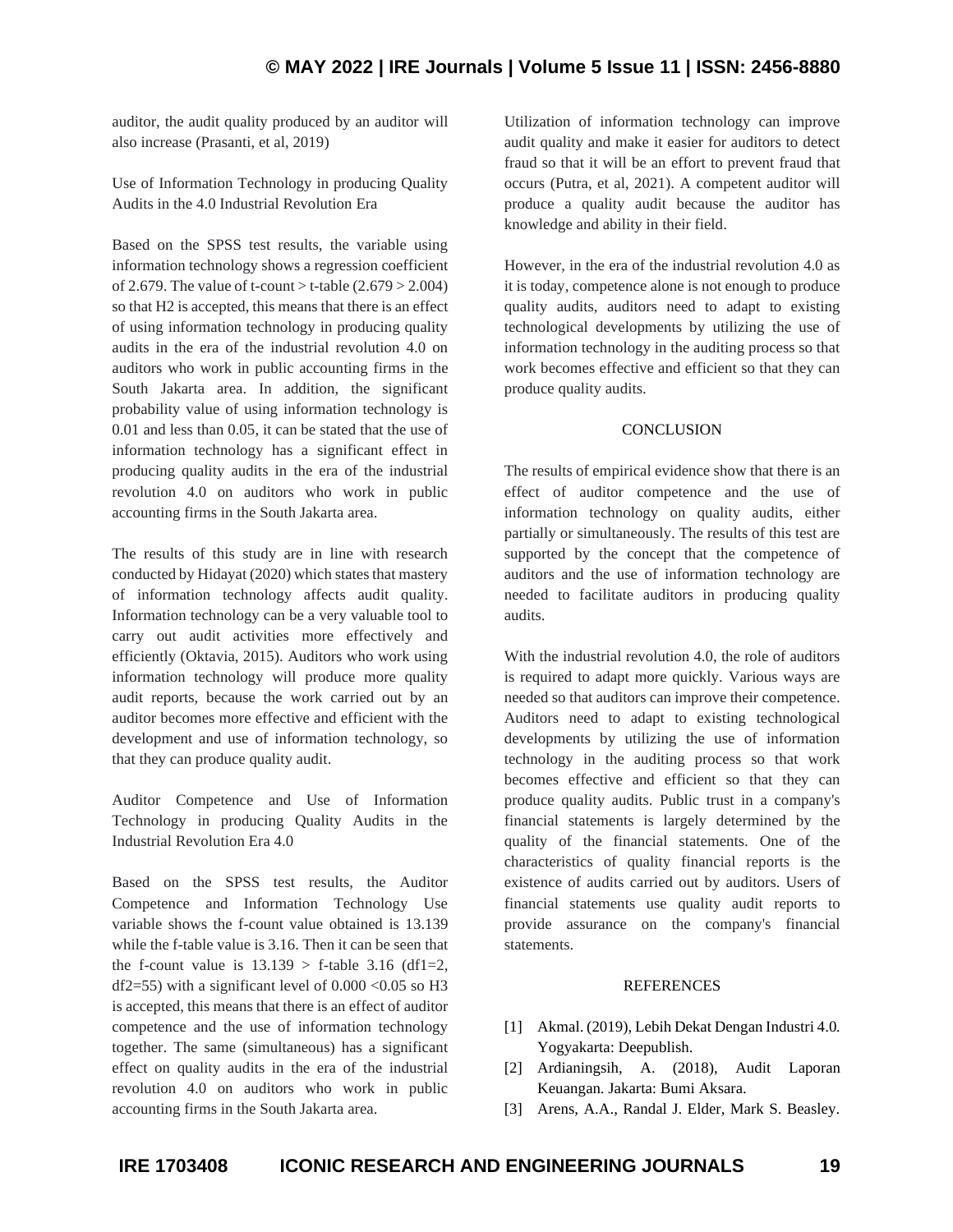auditor, the audit quality produced by an auditor will also increase (Prasanti, et al, 2019)

Use of Information Technology in producing Quality Audits in the 4.0 Industrial Revolution Era

Based on the SPSS test results, the variable using information technology shows a regression coefficient of 2.679. The value of t-count > t-table (2.679 > 2.004) so that H2 is accepted, this means that there is an effect of using information technology in producing quality audits in the era of the industrial revolution 4.0 on auditors who work in public accounting firms in the South Jakarta area. In addition, the significant probability value of using information technology is 0.01 and less than 0.05, it can be stated that the use of information technology has a significant effect in producing quality audits in the era of the industrial revolution 4.0 on auditors who work in public accounting firms in the South Jakarta area.

The results of this study are in line with research conducted by Hidayat (2020) which states that mastery of information technology affects audit quality. Information technology can be a very valuable tool to carry out audit activities more effectively and efficiently (Oktavia, 2015). Auditors who work using information technology will produce more quality audit reports, because the work carried out by an auditor becomes more effective and efficient with the development and use of information technology, so that they can produce quality audit.

Auditor Competence and Use of Information Technology in producing Quality Audits in the Industrial Revolution Era 4.0

Based on the SPSS test results, the Auditor Competence and Information Technology Use variable shows the f-count value obtained is 13.139 while the f-table value is 3.16. Then it can be seen that the f-count value is 13.139 > f-table 3.16 (df1=2, df2=55) with a significant level of 0.000 <0.05 so H3 is accepted, this means that there is an effect of auditor competence and the use of information technology together. The same (simultaneous) has a significant effect on quality audits in the era of the industrial revolution 4.0 on auditors who work in public accounting firms in the South Jakarta area.

Utilization of information technology can improve audit quality and make it easier for auditors to detect fraud so that it will be an effort to prevent fraud that occurs (Putra, et al, 2021). A competent auditor will produce a quality audit because the auditor has knowledge and ability in their field.

However, in the era of the industrial revolution 4.0 as it is today, competence alone is not enough to produce quality audits, auditors need to adapt to existing technological developments by utilizing the use of information technology in the auditing process so that work becomes effective and efficient so that they can produce quality audits.

## CONCLUSION

The results of empirical evidence show that there is an effect of auditor competence and the use of information technology on quality audits, either partially or simultaneously. The results of this test are supported by the concept that the competence of auditors and the use of information technology are needed to facilitate auditors in producing quality audits.

With the industrial revolution 4.0, the role of auditors is required to adapt more quickly. Various ways are needed so that auditors can improve their competence. Auditors need to adapt to existing technological developments by utilizing the use of information technology in the auditing process so that work becomes effective and efficient so that they can produce quality audits. Public trust in a company's financial statements is largely determined by the quality of the financial statements. One of the characteristics of quality financial reports is the existence of audits carried out by auditors. Users of financial statements use quality audit reports to provide assurance on the company's financial statements.

## REFERENCES

[1] Akmal. (2019), Lebih Dekat Dengan Industri 4.0. Yogyakarta: Deepublish.

[2] Ardianingsih, A. (2018), Audit Laporan Keuangan. Jakarta: Bumi Aksara.

[3] Arens, A.A., Randal J. Elder, Mark S. Beasley.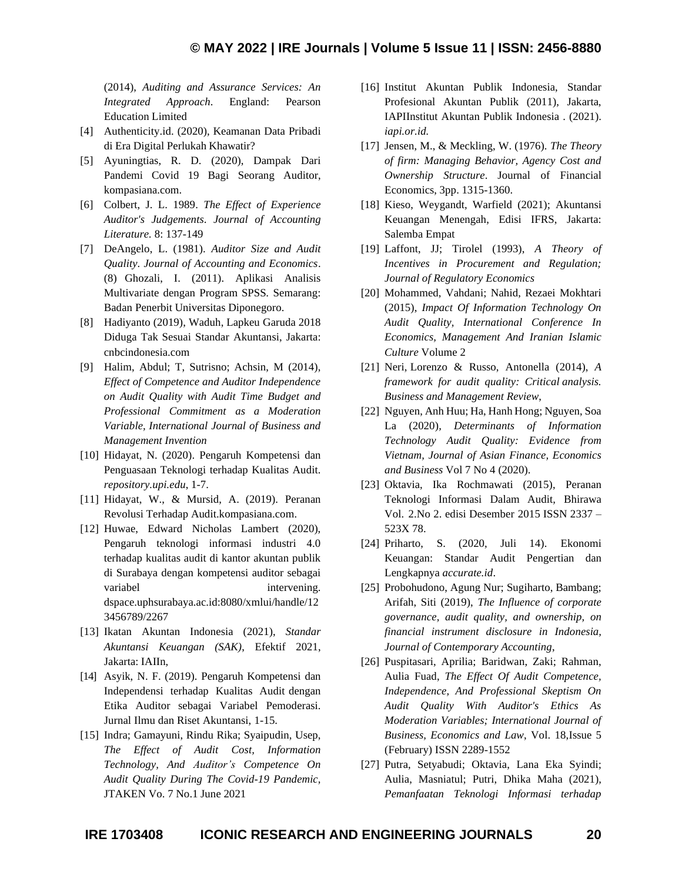(2014), *Auditing and Assurance Services: An Integrated Approach*. England: Pearson Education Limited

[4] Authenticity.id. (2020), Keamanan Data Pribadi di Era Digital Perlukah Khawatir?

[5] Ayuningtias, R. D. (2020), Dampak Dari Pandemi Covid 19 Bagi Seorang Auditor, kompasiana.com.

[6] Colbert, J. L. 1989. *The Effect of Experience Auditor's Judgements. Journal of Accounting Literature.* 8: 137-149

[7] DeAngelo, L. (1981). *Auditor Size and Audit Quality. Journal of Accounting and Economics*. (8) Ghozali, I. (2011). Aplikasi Analisis Multivariate dengan Program SPSS. Semarang: Badan Penerbit Universitas Diponegoro.

[8] Hadiyanto (2019), Waduh, Lapkeu Garuda 2018 Diduga Tak Sesuai Standar Akuntansi, Jakarta: cnbcindonesia.com

[9] Halim, Abdul; T, Sutrisno; Achsin, M (2014), *Effect of Competence and Auditor Independence on Audit Quality with Audit Time Budget and Professional Commitment as a Moderation Variable, International Journal of Business and Management Invention*

[10] Hidayat, N. (2020). Pengaruh Kompetensi dan Penguasaan Teknologi terhadap Kualitas Audit. *repository.upi.edu*, 1-7.

[11] Hidayat, W., & Mursid, A. (2019). Peranan Revolusi Terhadap Audit.kompasiana.com.

[12] Huwae, Edward Nicholas Lambert (2020), Pengaruh teknologi informasi industri 4.0 terhadap kualitas audit di kantor akuntan publik di Surabaya dengan kompetensi auditor sebagai variabel intervening. dspace.uphsurabaya.ac.id:8080/xmlui/handle/123456789/2267

[13] Ikatan Akuntan Indonesia (2021), *Standar Akuntansi Keuangan (SAK)*, Efektif 2021, Jakarta: IAIIn,

[14] Asyik, N. F. (2019). Pengaruh Kompetensi dan Independensi terhadap Kualitas Audit dengan Etika Auditor sebagai Variabel Pemoderasi. Jurnal Ilmu dan Riset Akuntansi, 1-15.

[15] Indra; Gamayuni, Rindu Rika; Syaipudin, Usep, *The Effect of Audit Cost, Information Technology, And Auditor's Competence On Audit Quality During The Covid-19 Pandemic*, JTAKEN Vo. 7 No.1 June 2021

[16] Institut Akuntan Publik Indonesia, Standar Profesional Akuntan Publik (2011), Jakarta, IAPIInstitut Akuntan Publik Indonesia . (2021). *iapi.or.id.*

[17] Jensen, M., & Meckling, W. (1976). *The Theory of firm: Managing Behavior, Agency Cost and Ownership Structure*. Journal of Financial Economics, 3pp. 1315-1360.

[18] Kieso, Weygandt, Warfield (2021); Akuntansi Keuangan Menengah, Edisi IFRS, Jakarta: Salemba Empat

[19] Laffont, JJ; Tirolel (1993), *A Theory of Incentives in Procurement and Regulation; Journal of Regulatory Economics*

[20] Mohammed, Vahdani; Nahid, Rezaei Mokhtari (2015), *Impact Of Information Technology On Audit Quality, International Conference In Economics, Management And Iranian Islamic Culture* Volume 2

[21] Neri, Lorenzo & Russo, Antonella (2014), *A framework for audit quality: Critical analysis. Business and Management Review*,

[22] Nguyen, Anh Huu; Ha, Hanh Hong; Nguyen, Soa La (2020), *Determinants of Information Technology Audit Quality: Evidence from Vietnam, Journal of Asian Finance, Economics and Business* Vol 7 No 4 (2020).

[23] Oktavia, Ika Rochmawati (2015), Peranan Teknologi Informasi Dalam Audit, Bhirawa Vol. 2.No 2. edisi Desember 2015 ISSN 2337 – 523X 78.

[24] Priharto, S. (2020, Juli 14). Ekonomi Keuangan: Standar Audit Pengertian dan Lengkapnya *accurate.id*.

[25] Probohudono, Agung Nur; Sugiharto, Bambang; Arifah, Siti (2019), *The Influence of corporate governance, audit quality, and ownership, on financial instrument disclosure in Indonesia, Journal of Contemporary Accounting*,

[26] Puspitasari, Aprilia; Baridwan, Zaki; Rahman, Aulia Fuad, *The Effect Of Audit Competence, Independence, And Professional Skeptism On Audit Quality With Auditor's Ethics As Moderation Variables; International Journal of Business, Economics and Law*, Vol. 18,Issue 5 (February) ISSN 2289-1552

[27] Putra, Setyabudi; Oktavia, Lana Eka Syindi; Aulia, Masniatul; Putri, Dhika Maha (2021), *Pemanfaatan Teknologi Informasi terhadap*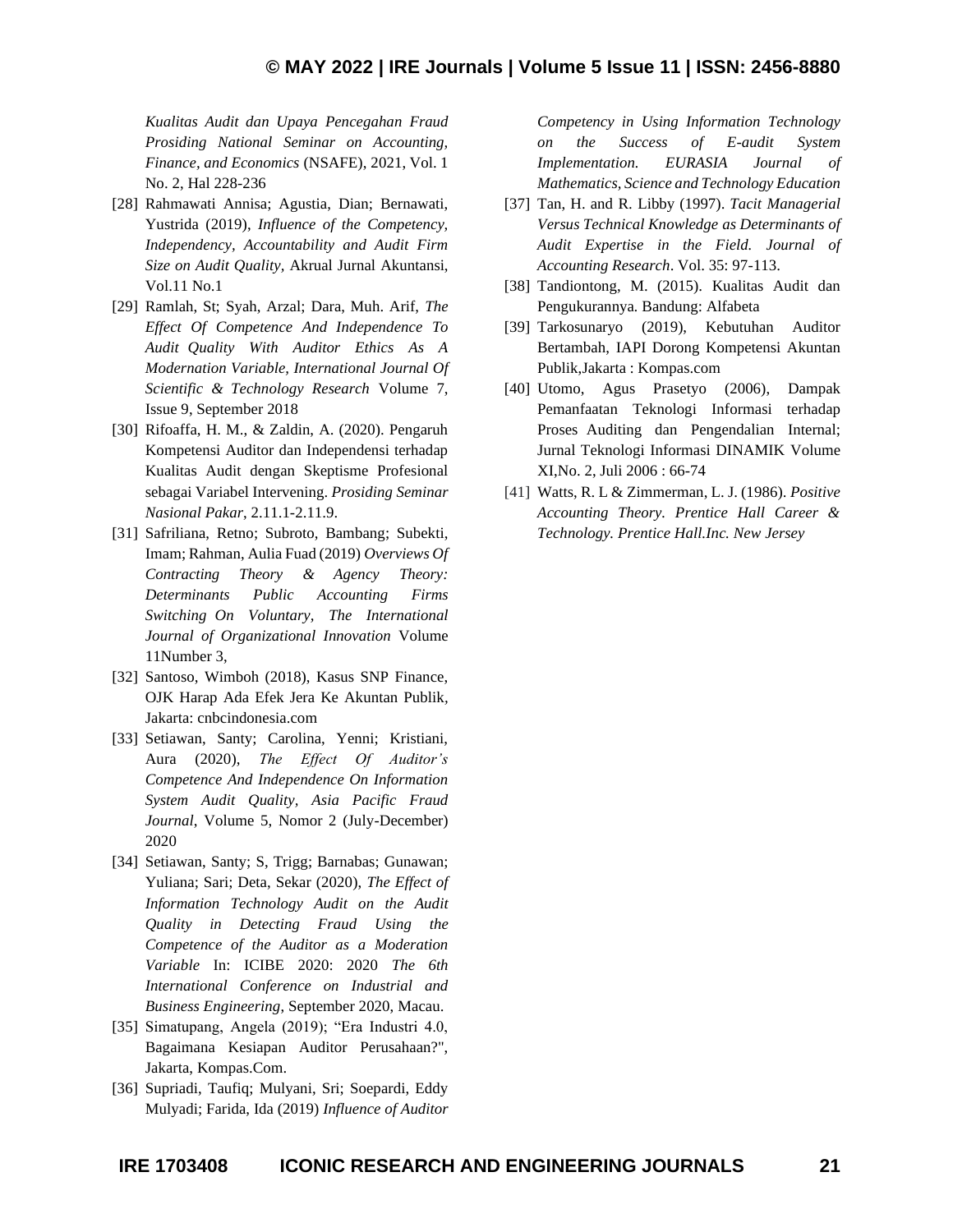*Kualitas Audit dan Upaya Pencegahan Fraud Prosiding National Seminar on Accounting, Finance, and Economics* (NSAFE), 2021, Vol. 1 No. 2, Hal 228-236

[28] Rahmawati Annisa; Agustia, Dian; Bernawati, Yustrida (2019), *Influence of the Competency, Independency, Accountability and Audit Firm Size on Audit Quality*, Akrual Jurnal Akuntansi, Vol.11 No.1

[29] Ramlah, St; Syah, Arzal; Dara, Muh. Arif, *The Effect Of Competence And Independence To Audit Quality With Auditor Ethics As A Modernation Variable, International Journal Of Scientific & Technology Research* Volume 7, Issue 9, September 2018

[30] Rifoaffa, H. M., & Zaldin, A. (2020). Pengaruh Kompetensi Auditor dan Independensi terhadap Kualitas Audit dengan Skeptisme Profesional sebagai Variabel Intervening. *Prosiding Seminar Nasional Pakar*, 2.11.1-2.11.9.

[31] Safriliana, Retno; Subroto, Bambang; Subekti, Imam; Rahman, Aulia Fuad (2019) *Overviews Of Contracting Theory & Agency Theory: Determinants Public Accounting Firms Switching On Voluntary, The International Journal of Organizational Innovation* Volume 11Number 3,

[32] Santoso, Wimboh (2018), Kasus SNP Finance, OJK Harap Ada Efek Jera Ke Akuntan Publik, Jakarta: cnbcindonesia.com

[33] Setiawan, Santy; Carolina, Yenni; Kristiani, Aura (2020), *The Effect Of Auditor's Competence And Independence On Information System Audit Quality, Asia Pacific Fraud Journal*, Volume 5, Nomor 2 (July-December) 2020

[34] Setiawan, Santy; S, Trigg; Barnabas; Gunawan; Yuliana; Sari; Deta, Sekar (2020), *The Effect of Information Technology Audit on the Audit Quality in Detecting Fraud Using the Competence of the Auditor as a Moderation Variable* In: ICIBE 2020: 2020 *The 6th International Conference on Industrial and Business Engineering*, September 2020, Macau.

[35] Simatupang, Angela (2019); "Era Industri 4.0, Bagaimana Kesiapan Auditor Perusahaan?", Jakarta, Kompas.Com.

[36] Supriadi, Taufiq; Mulyani, Sri; Soepardi, Eddy Mulyadi; Farida, Ida (2019) *Influence of Auditor Competency in Using Information Technology on the Success of E-audit System Implementation. EURASIA Journal of Mathematics, Science and Technology Education*

[37] Tan, H. and R. Libby (1997). *Tacit Managerial Versus Technical Knowledge as Determinants of Audit Expertise in the Field. Journal of Accounting Research*. Vol. 35: 97-113.

[38] Tandiontong, M. (2015). Kualitas Audit dan Pengukurannya. Bandung: Alfabeta

[39] Tarkosunaryo (2019), Kebutuhan Auditor Bertambah, IAPI Dorong Kompetensi Akuntan Publik,Jakarta : Kompas.com

[40] Utomo, Agus Prasetyo (2006), Dampak Pemanfaatan Teknologi Informasi terhadap Proses Auditing dan Pengendalian Internal; Jurnal Teknologi Informasi DINAMIK Volume XI,No. 2, Juli 2006 : 66-74

[41] Watts, R. L & Zimmerman, L. J. (1986). *Positive Accounting Theory. Prentice Hall Career & Technology. Prentice Hall.Inc. New Jersey*